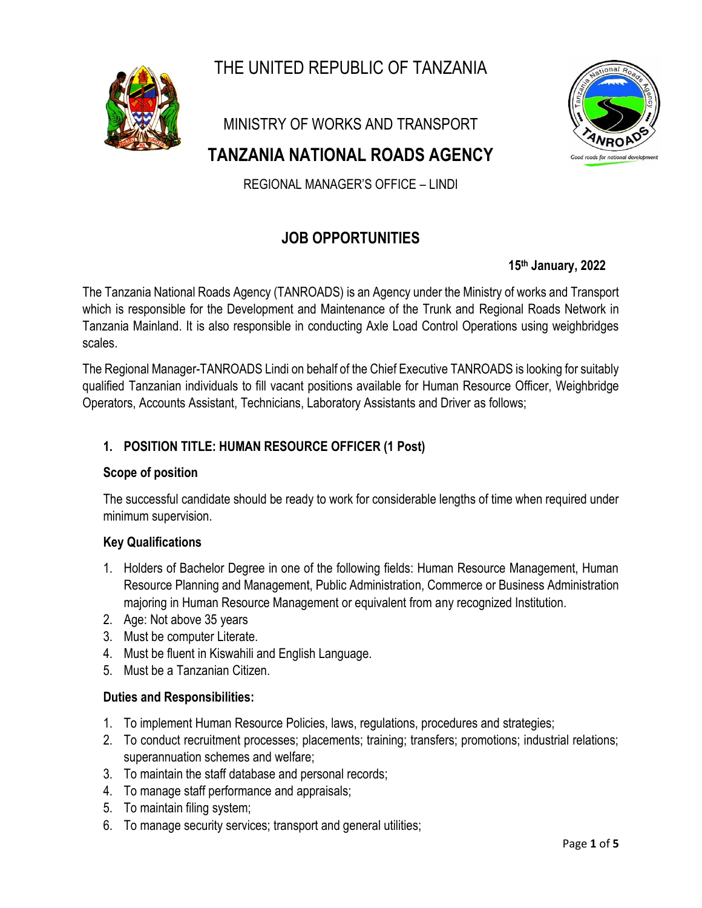# THE UNITED REPUBLIC OF TANZANIA

## MINISTRY OF WORKS AND TRANSPORT

## TANZANIA NATIONAL ROADS AGENCY

REGIONAL MANAGER'S OFFICE – LINDI

## JOB OPPORTUNITIES

**15th January, 2022**

The Tanzania National Roads Agency (TANROADS) is an Agency under the Ministry of works and Transport which is responsible for the Development and Maintenance of the Trunk and Regional Roads Network in Tanzania Mainland. It is also responsible in conducting Axle Load Control Operations using weighbridges scales.

The Regional Manager-TANROADS Lindi on behalf of the Chief Executive TANROADS is looking for suitably qualified Tanzanian individuals to fill vacant positions available for Human Resource Officer, Weighbridge Operators, Accounts Assistant, Technicians, Laboratory Assistants and Driver as follows;

### 1. POSITION TITLE: HUMAN RESOURCE OFFICER (1 Post)

**Scope of position**

The successful candidate should be ready to work for considerable lengths of time when required under minimum supervision.

**Key Qualifications**

1. Holders of Bachelor Degree in one of the following fields: Human Resource Management, Human Resource Planning and Management, Public Administration, Commerce or Business Administration majoring in Human Resource Management or equivalent from any recognized Institution.
2. Age: Not above 35 years
3. Must be computer Literate.
4. Must be fluent in Kiswahili and English Language.
5. Must be a Tanzanian Citizen.

**Duties and Responsibilities:**

1. To implement Human Resource Policies, laws, regulations, procedures and strategies;
2. To conduct recruitment processes; placements; training; transfers; promotions; industrial relations; superannuation schemes and welfare;
3. To maintain the staff database and personal records;
4. To manage staff performance and appraisals;
5. To maintain filing system;
6. To manage security services; transport and general utilities;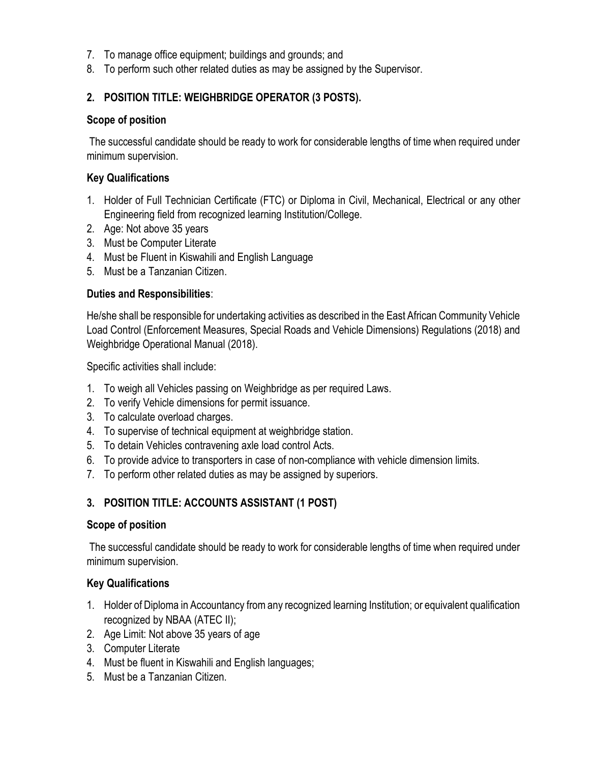7. To manage office equipment; buildings and grounds; and
8. To perform such other related duties as may be assigned by the Supervisor.

## 2. POSITION TITLE: WEIGHBRIDGE OPERATOR (3 POSTS).

### Scope of position

The successful candidate should be ready to work for considerable lengths of time when required under minimum supervision.

### Key Qualifications

1. Holder of Full Technician Certificate (FTC) or Diploma in Civil, Mechanical, Electrical or any other Engineering field from recognized learning Institution/College.
2. Age: Not above 35 years
3. Must be Computer Literate
4. Must be Fluent in Kiswahili and English Language
5. Must be a Tanzanian Citizen.

### Duties and Responsibilities:

He/she shall be responsible for undertaking activities as described in the East African Community Vehicle Load Control (Enforcement Measures, Special Roads and Vehicle Dimensions) Regulations (2018) and Weighbridge Operational Manual (2018).

Specific activities shall include:

1. To weigh all Vehicles passing on Weighbridge as per required Laws.
2. To verify Vehicle dimensions for permit issuance.
3. To calculate overload charges.
4. To supervise of technical equipment at weighbridge station.
5. To detain Vehicles contravening axle load control Acts.
6. To provide advice to transporters in case of non-compliance with vehicle dimension limits.
7. To perform other related duties as may be assigned by superiors.

## 3. POSITION TITLE: ACCOUNTS ASSISTANT (1 POST)

### Scope of position

The successful candidate should be ready to work for considerable lengths of time when required under minimum supervision.

### Key Qualifications

1. Holder of Diploma in Accountancy from any recognized learning Institution; or equivalent qualification recognized by NBAA (ATEC II);
2. Age Limit: Not above 35 years of age
3. Computer Literate
4. Must be fluent in Kiswahili and English languages;
5. Must be a Tanzanian Citizen.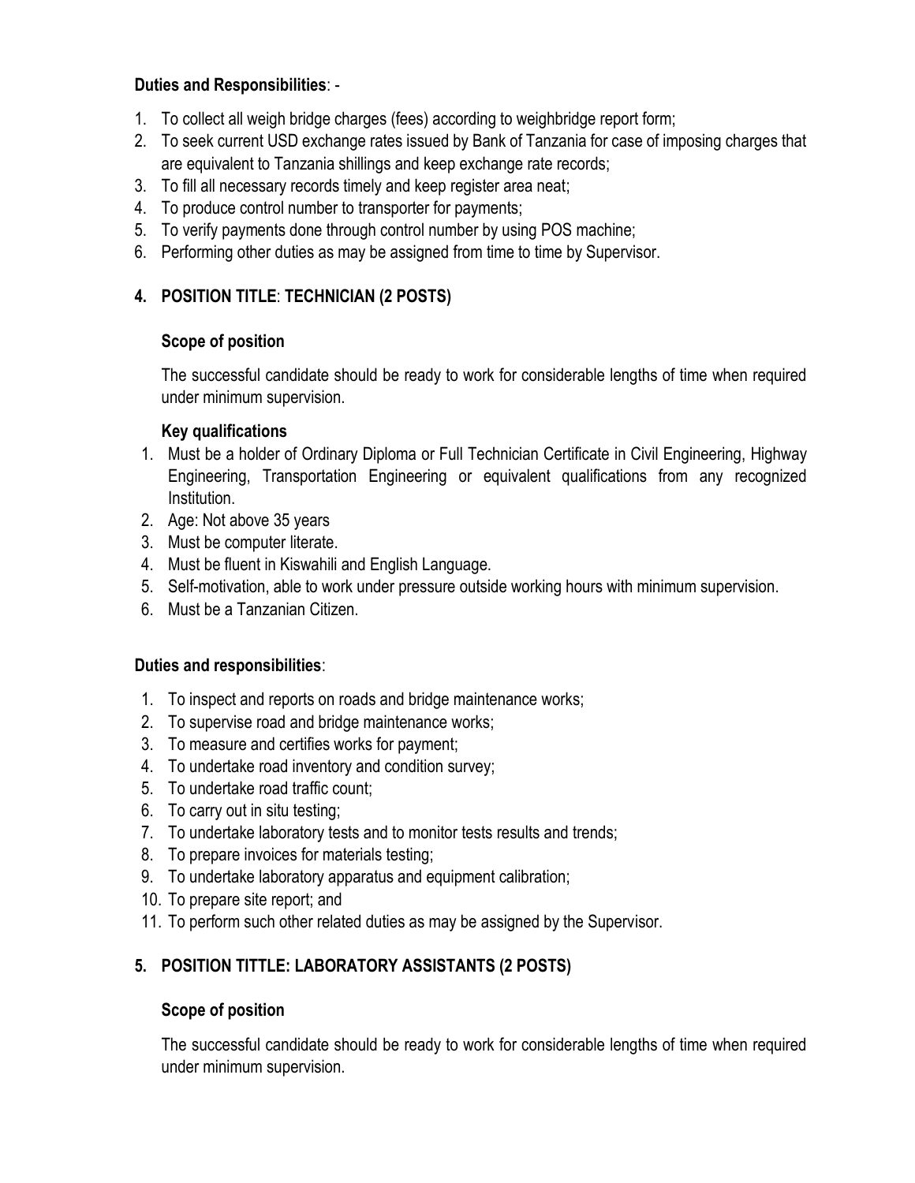**Duties and Responsibilities**: -

1. To collect all weigh bridge charges (fees) according to weighbridge report form;
2. To seek current USD exchange rates issued by Bank of Tanzania for case of imposing charges that are equivalent to Tanzania shillings and keep exchange rate records;
3. To fill all necessary records timely and keep register area neat;
4. To produce control number to transporter for payments;
5. To verify payments done through control number by using POS machine;
6. Performing other duties as may be assigned from time to time by Supervisor.

## 4. POSITION TITLE: TECHNICIAN (2 POSTS)

**Scope of position**

The successful candidate should be ready to work for considerable lengths of time when required under minimum supervision.

**Key qualifications**

1. Must be a holder of Ordinary Diploma or Full Technician Certificate in Civil Engineering, Highway Engineering, Transportation Engineering or equivalent qualifications from any recognized Institution.
2. Age: Not above 35 years
3. Must be computer literate.
4. Must be fluent in Kiswahili and English Language.
5. Self-motivation, able to work under pressure outside working hours with minimum supervision.
6. Must be a Tanzanian Citizen.

**Duties and responsibilities**:

1. To inspect and reports on roads and bridge maintenance works;
2. To supervise road and bridge maintenance works;
3. To measure and certifies works for payment;
4. To undertake road inventory and condition survey;
5. To undertake road traffic count;
6. To carry out in situ testing;
7. To undertake laboratory tests and to monitor tests results and trends;
8. To prepare invoices for materials testing;
9. To undertake laboratory apparatus and equipment calibration;
10. To prepare site report; and
11. To perform such other related duties as may be assigned by the Supervisor.

## 5. POSITION TITTLE: LABORATORY ASSISTANTS (2 POSTS)

**Scope of position**

The successful candidate should be ready to work for considerable lengths of time when required under minimum supervision.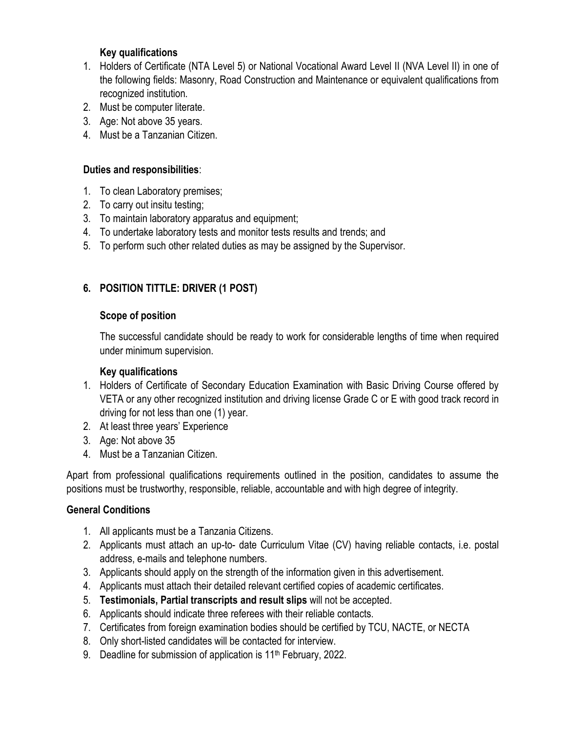**Key qualifications**

1. Holders of Certificate (NTA Level 5) or National Vocational Award Level II (NVA Level II) in one of the following fields: Masonry, Road Construction and Maintenance or equivalent qualifications from recognized institution.
2. Must be computer literate.
3. Age: Not above 35 years.
4. Must be a Tanzanian Citizen.

**Duties and responsibilities**:

1. To clean Laboratory premises;
2. To carry out insitu testing;
3. To maintain laboratory apparatus and equipment;
4. To undertake laboratory tests and monitor tests results and trends; and
5. To perform such other related duties as may be assigned by the Supervisor.

## 6. POSITION TITTLE: DRIVER (1 POST)

**Scope of position**

The successful candidate should be ready to work for considerable lengths of time when required under minimum supervision.

**Key qualifications**

1. Holders of Certificate of Secondary Education Examination with Basic Driving Course offered by VETA or any other recognized institution and driving license Grade C or E with good track record in driving for not less than one (1) year.
2. At least three years' Experience
3. Age: Not above 35
4. Must be a Tanzanian Citizen.

Apart from professional qualifications requirements outlined in the position, candidates to assume the positions must be trustworthy, responsible, reliable, accountable and with high degree of integrity.

**General Conditions**

1. All applicants must be a Tanzania Citizens.
2. Applicants must attach an up-to- date Curriculum Vitae (CV) having reliable contacts, i.e. postal address, e-mails and telephone numbers.
3. Applicants should apply on the strength of the information given in this advertisement.
4. Applicants must attach their detailed relevant certified copies of academic certificates.
5. **Testimonials, Partial transcripts and result slips** will not be accepted.
6. Applicants should indicate three referees with their reliable contacts.
7. Certificates from foreign examination bodies should be certified by TCU, NACTE, or NECTA
8. Only short-listed candidates will be contacted for interview.
9. Deadline for submission of application is 11th February, 2022.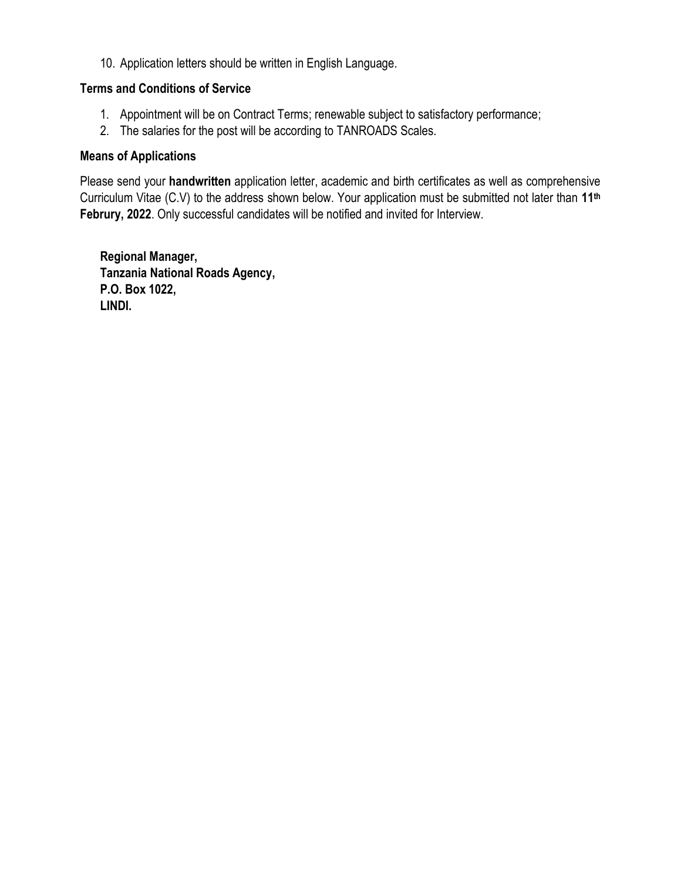10. Application letters should be written in English Language.

**Terms and Conditions of Service**

1. Appointment will be on Contract Terms; renewable subject to satisfactory performance;
2. The salaries for the post will be according to TANROADS Scales.

**Means of Applications**

Please send your **handwritten** application letter, academic and birth certificates as well as comprehensive Curriculum Vitae (C.V) to the address shown below. Your application must be submitted not later than **11th Februry, 2022**. Only successful candidates will be notified and invited for Interview.

**Regional Manager,**
**Tanzania National Roads Agency,**
**P.O. Box 1022,**
**LINDI.**